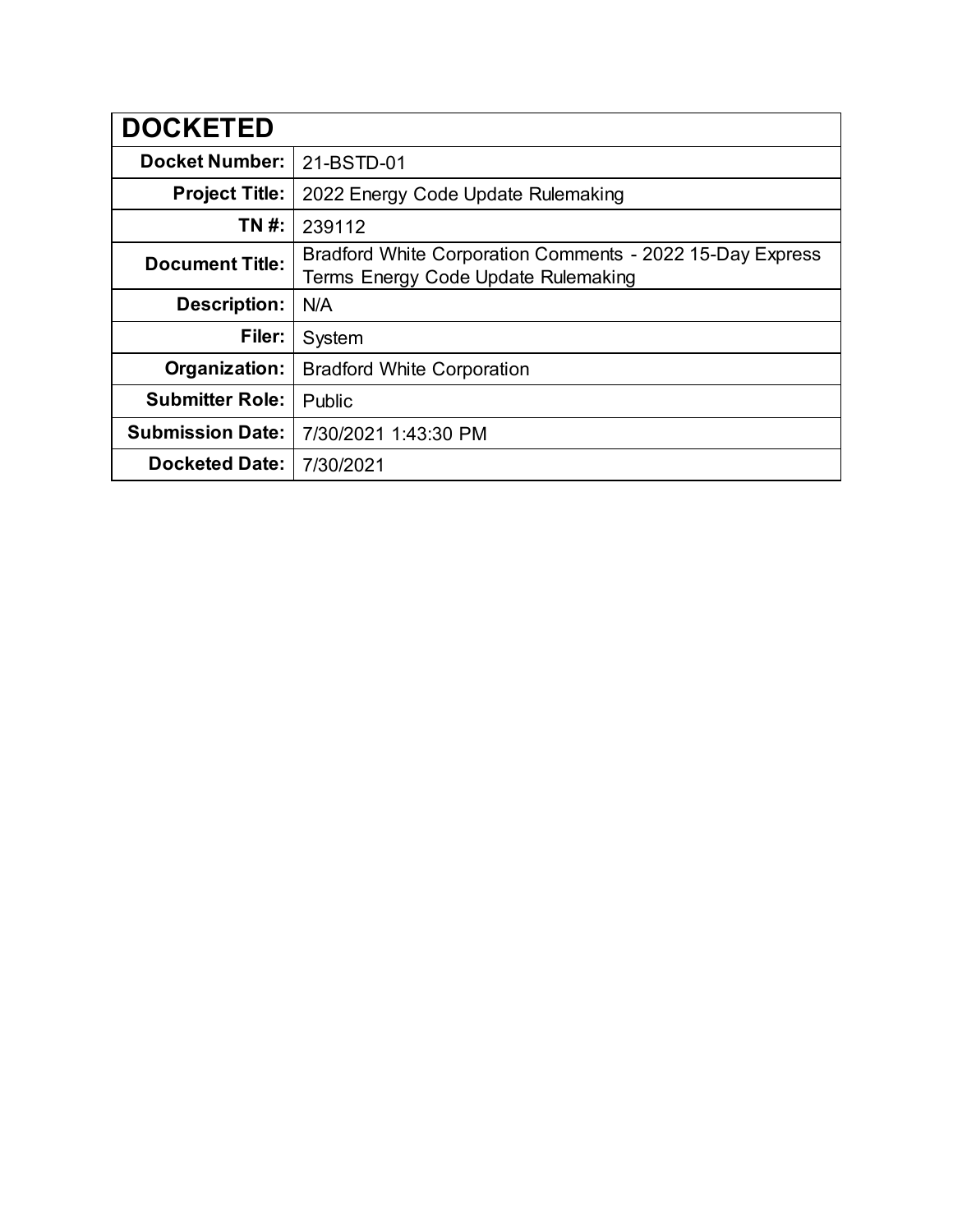| DOCKETED | |
|---|---|
| **Docket Number:** | 21-BSTD-01 |
| **Project Title:** | 2022 Energy Code Update Rulemaking |
| **TN #:** | 239112 |
| **Document Title:** | Bradford White Corporation Comments - 2022 15-Day Express Terms Energy Code Update Rulemaking |
| **Description:** | N/A |
| **Filer:** | System |
| **Organization:** | Bradford White Corporation |
| **Submitter Role:** | Public |
| **Submission Date:** | 7/30/2021 1:43:30 PM |
| **Docketed Date:** | 7/30/2021 |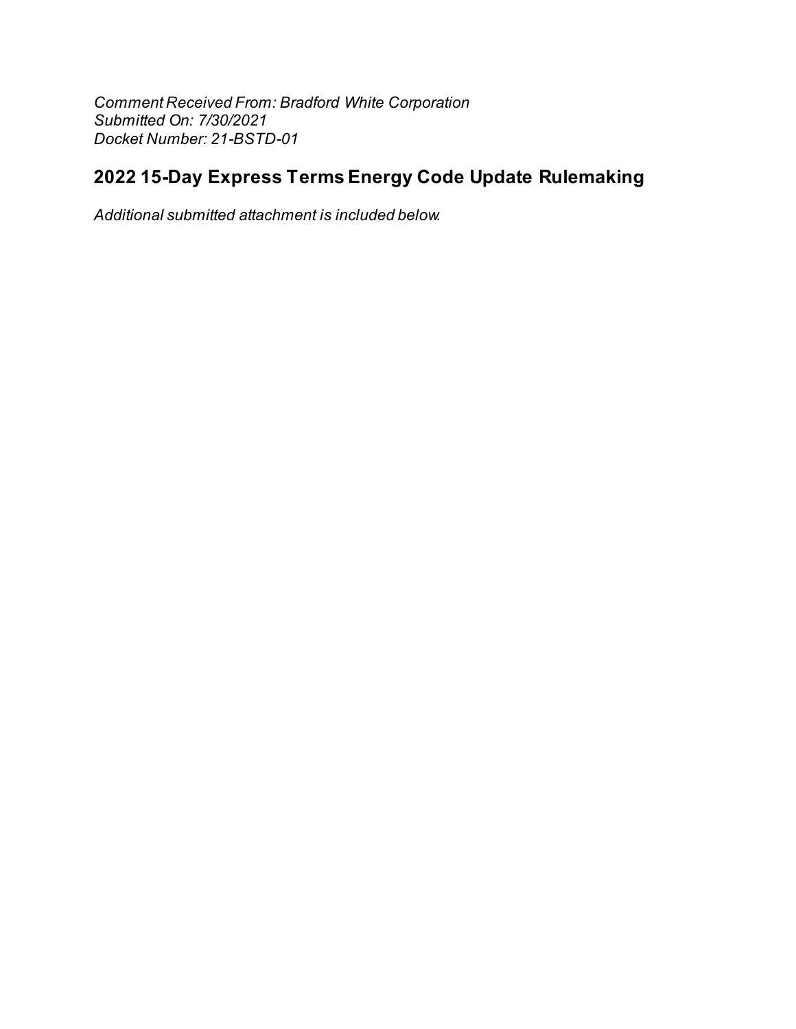*Comment Received From: Bradford White Corporation*
*Submitted On: 7/30/2021*
*Docket Number: 21-BSTD-01*

## 2022 15-Day Express Terms Energy Code Update Rulemaking

*Additional submitted attachment is included below.*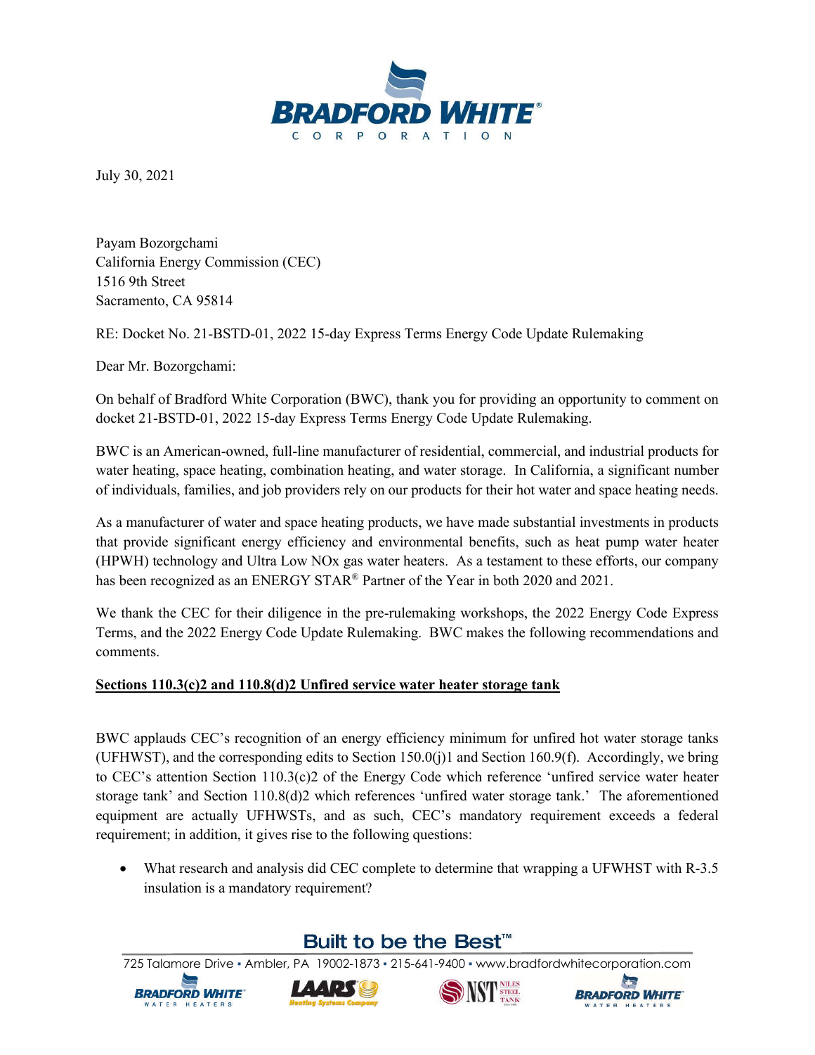July 30, 2021

Payam Bozorgchami
California Energy Commission (CEC)
1516 9th Street
Sacramento, CA 95814

RE: Docket No. 21-BSTD-01, 2022 15-day Express Terms Energy Code Update Rulemaking

Dear Mr. Bozorgchami:

On behalf of Bradford White Corporation (BWC), thank you for providing an opportunity to comment on docket 21-BSTD-01, 2022 15-day Express Terms Energy Code Update Rulemaking.

BWC is an American-owned, full-line manufacturer of residential, commercial, and industrial products for water heating, space heating, combination heating, and water storage. In California, a significant number of individuals, families, and job providers rely on our products for their hot water and space heating needs.

As a manufacturer of water and space heating products, we have made substantial investments in products that provide significant energy efficiency and environmental benefits, such as heat pump water heater (HPWH) technology and Ultra Low NOx gas water heaters. As a testament to these efforts, our company has been recognized as an ENERGY STAR® Partner of the Year in both 2020 and 2021.

We thank the CEC for their diligence in the pre-rulemaking workshops, the 2022 Energy Code Express Terms, and the 2022 Energy Code Update Rulemaking. BWC makes the following recommendations and comments.

**Sections 110.3(c)2 and 110.8(d)2 Unfired service water heater storage tank**

BWC applauds CEC's recognition of an energy efficiency minimum for unfired hot water storage tanks (UFHWST), and the corresponding edits to Section 150.0(j)1 and Section 160.9(f). Accordingly, we bring to CEC's attention Section 110.3(c)2 of the Energy Code which reference 'unfired service water heater storage tank' and Section 110.8(d)2 which references 'unfired water storage tank.' The aforementioned equipment are actually UFHWSTs, and as such, CEC's mandatory requirement exceeds a federal requirement; in addition, it gives rise to the following questions:

- What research and analysis did CEC complete to determine that wrapping a UFWHST with R-3.5 insulation is a mandatory requirement?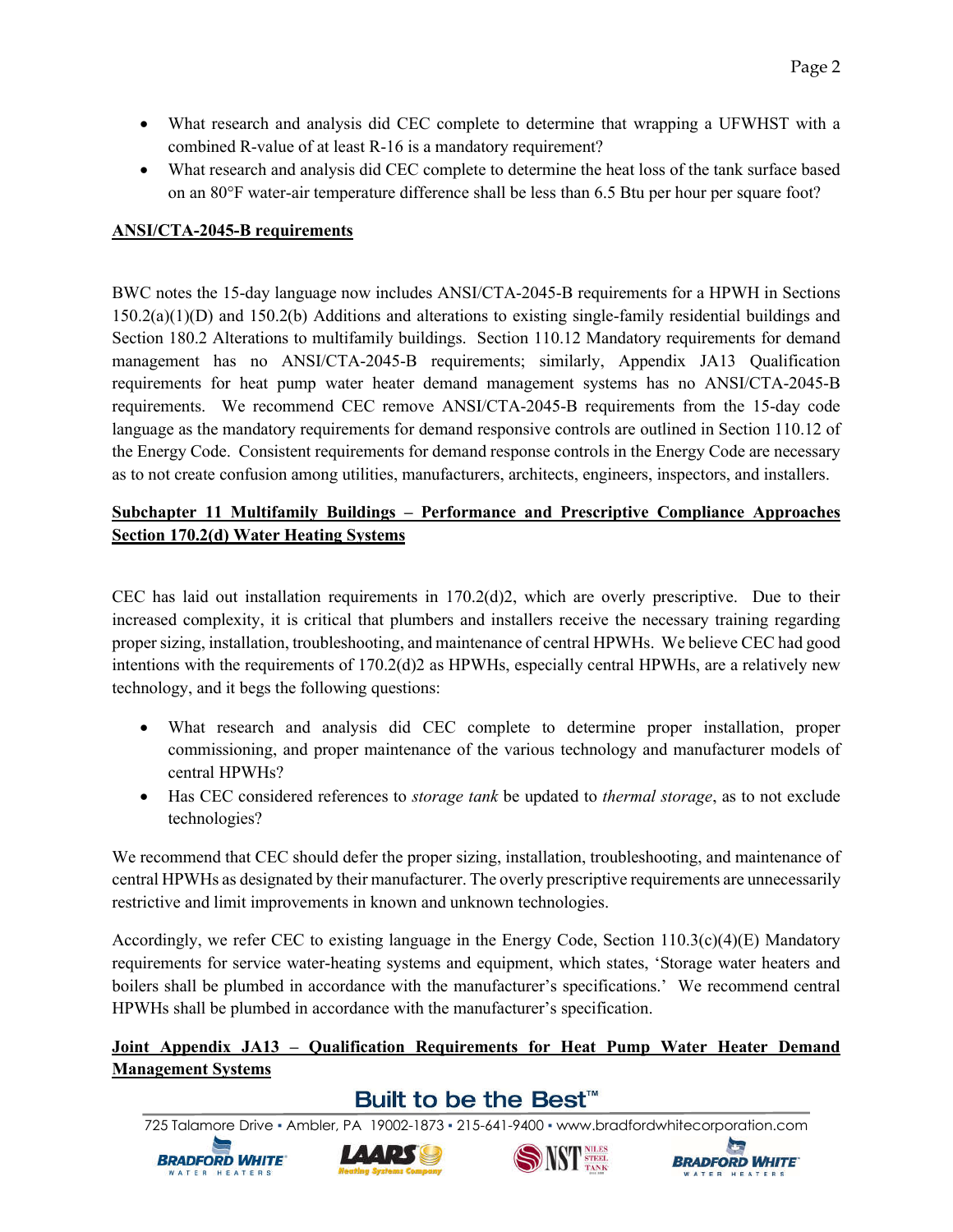- What research and analysis did CEC complete to determine that wrapping a UFWHST with a combined R-value of at least R-16 is a mandatory requirement?
- What research and analysis did CEC complete to determine the heat loss of the tank surface based on an 80°F water-air temperature difference shall be less than 6.5 Btu per hour per square foot?

**ANSI/CTA-2045-B requirements**

BWC notes the 15-day language now includes ANSI/CTA-2045-B requirements for a HPWH in Sections 150.2(a)(1)(D) and 150.2(b) Additions and alterations to existing single-family residential buildings and Section 180.2 Alterations to multifamily buildings. Section 110.12 Mandatory requirements for demand management has no ANSI/CTA-2045-B requirements; similarly, Appendix JA13 Qualification requirements for heat pump water heater demand management systems has no ANSI/CTA-2045-B requirements. We recommend CEC remove ANSI/CTA-2045-B requirements from the 15-day code language as the mandatory requirements for demand responsive controls are outlined in Section 110.12 of the Energy Code. Consistent requirements for demand response controls in the Energy Code are necessary as to not create confusion among utilities, manufacturers, architects, engineers, inspectors, and installers.

**Subchapter 11 Multifamily Buildings – Performance and Prescriptive Compliance Approaches Section 170.2(d) Water Heating Systems**

CEC has laid out installation requirements in 170.2(d)2, which are overly prescriptive. Due to their increased complexity, it is critical that plumbers and installers receive the necessary training regarding proper sizing, installation, troubleshooting, and maintenance of central HPWHs. We believe CEC had good intentions with the requirements of 170.2(d)2 as HPWHs, especially central HPWHs, are a relatively new technology, and it begs the following questions:

- What research and analysis did CEC complete to determine proper installation, proper commissioning, and proper maintenance of the various technology and manufacturer models of central HPWHs?
- Has CEC considered references to *storage tank* be updated to *thermal storage*, as to not exclude technologies?

We recommend that CEC should defer the proper sizing, installation, troubleshooting, and maintenance of central HPWHs as designated by their manufacturer. The overly prescriptive requirements are unnecessarily restrictive and limit improvements in known and unknown technologies.

Accordingly, we refer CEC to existing language in the Energy Code, Section 110.3(c)(4)(E) Mandatory requirements for service water-heating systems and equipment, which states, 'Storage water heaters and boilers shall be plumbed in accordance with the manufacturer's specifications.' We recommend central HPWHs shall be plumbed in accordance with the manufacturer's specification.

**Joint Appendix JA13 – Qualification Requirements for Heat Pump Water Heater Demand Management Systems**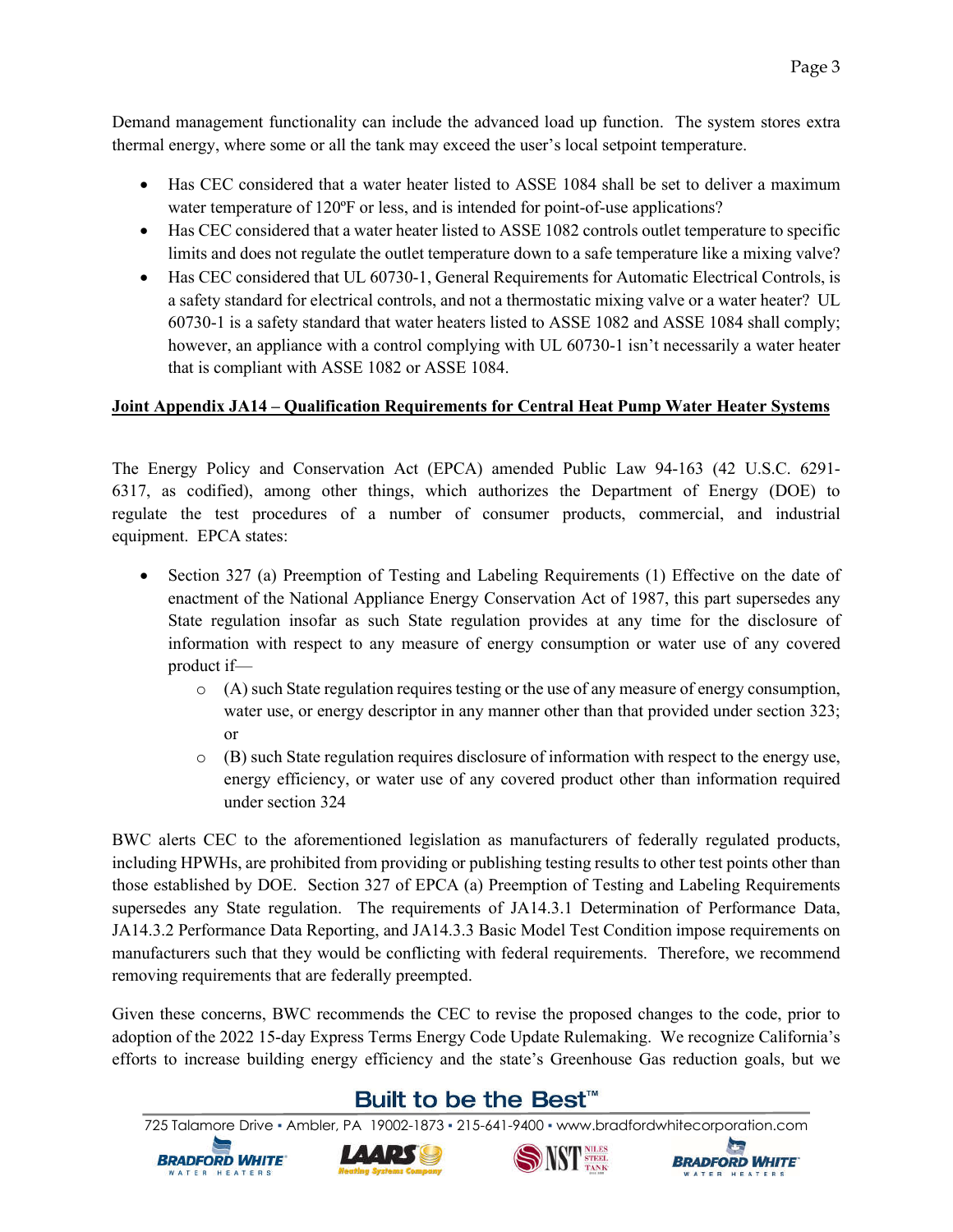Demand management functionality can include the advanced load up function. The system stores extra thermal energy, where some or all the tank may exceed the user's local setpoint temperature.

- Has CEC considered that a water heater listed to ASSE 1084 shall be set to deliver a maximum water temperature of 120ºF or less, and is intended for point-of-use applications?
- Has CEC considered that a water heater listed to ASSE 1082 controls outlet temperature to specific limits and does not regulate the outlet temperature down to a safe temperature like a mixing valve?
- Has CEC considered that UL 60730-1, General Requirements for Automatic Electrical Controls, is a safety standard for electrical controls, and not a thermostatic mixing valve or a water heater? UL 60730-1 is a safety standard that water heaters listed to ASSE 1082 and ASSE 1084 shall comply; however, an appliance with a control complying with UL 60730-1 isn't necessarily a water heater that is compliant with ASSE 1082 or ASSE 1084.

**Joint Appendix JA14 – Qualification Requirements for Central Heat Pump Water Heater Systems**

The Energy Policy and Conservation Act (EPCA) amended Public Law 94-163 (42 U.S.C. 6291-6317, as codified), among other things, which authorizes the Department of Energy (DOE) to regulate the test procedures of a number of consumer products, commercial, and industrial equipment. EPCA states:

- Section 327 (a) Preemption of Testing and Labeling Requirements (1) Effective on the date of enactment of the National Appliance Energy Conservation Act of 1987, this part supersedes any State regulation insofar as such State regulation provides at any time for the disclosure of information with respect to any measure of energy consumption or water use of any covered product if—
  - (A) such State regulation requires testing or the use of any measure of energy consumption, water use, or energy descriptor in any manner other than that provided under section 323; or
  - (B) such State regulation requires disclosure of information with respect to the energy use, energy efficiency, or water use of any covered product other than information required under section 324

BWC alerts CEC to the aforementioned legislation as manufacturers of federally regulated products, including HPWHs, are prohibited from providing or publishing testing results to other test points other than those established by DOE. Section 327 of EPCA (a) Preemption of Testing and Labeling Requirements supersedes any State regulation. The requirements of JA14.3.1 Determination of Performance Data, JA14.3.2 Performance Data Reporting, and JA14.3.3 Basic Model Test Condition impose requirements on manufacturers such that they would be conflicting with federal requirements. Therefore, we recommend removing requirements that are federally preempted.

Given these concerns, BWC recommends the CEC to revise the proposed changes to the code, prior to adoption of the 2022 15-day Express Terms Energy Code Update Rulemaking. We recognize California's efforts to increase building energy efficiency and the state's Greenhouse Gas reduction goals, but we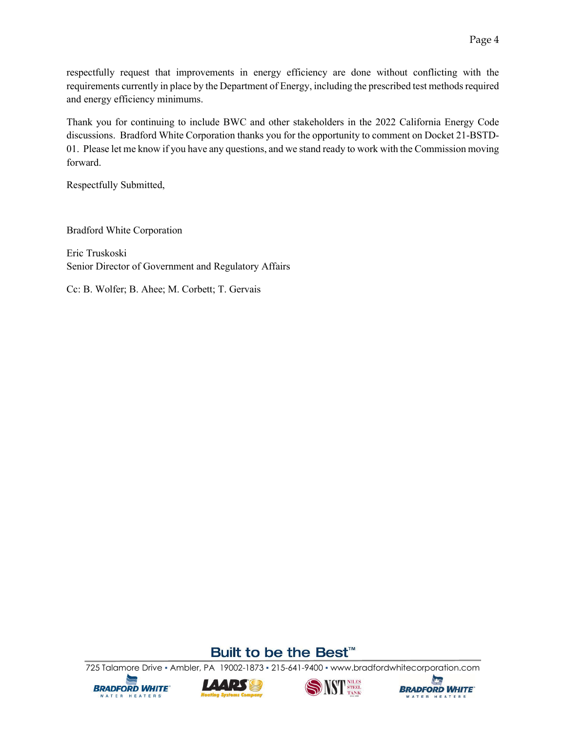respectfully request that improvements in energy efficiency are done without conflicting with the requirements currently in place by the Department of Energy, including the prescribed test methods required and energy efficiency minimums.

Thank you for continuing to include BWC and other stakeholders in the 2022 California Energy Code discussions. Bradford White Corporation thanks you for the opportunity to comment on Docket 21-BSTD-01. Please let me know if you have any questions, and we stand ready to work with the Commission moving forward.

Respectfully Submitted,

Bradford White Corporation

Eric Truskoski
Senior Director of Government and Regulatory Affairs

Cc: B. Wolfer; B. Ahee; M. Corbett; T. Gervais

Built to be the Best™

725 Talamore Drive ▪ Ambler, PA 19002-1873 ▪ 215-641-9400 ▪ www.bradfordwhitecorporation.com